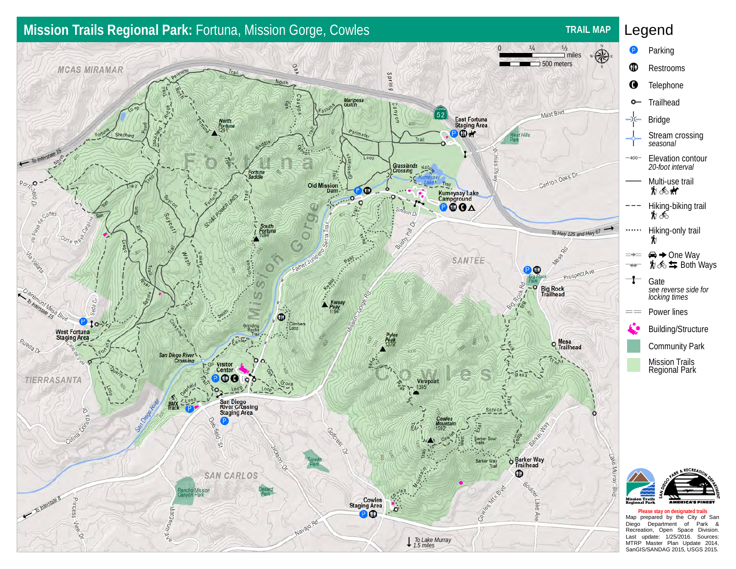# Mission Trails Regional Park: Fortuna, Mission Gorge, Cowles

TRAIL MAP

## Legend

- Parking
- Restrooms
- Telephone
- Trailhead
- Bridge
- Stream crossing *seasonal*
- Elevation contour *20-foot interval*
- Multi-use trail
- Hiking-biking trail
- Hiking-only trail
- One Way / Both Ways
- Gate *see reverse side for locking times*
- Power lines
- Building/Structure
- Community Park
- Mission Trails Regional Park

**Please stay on designated trails**

Map prepared by the City of San Diego Department of Park & Recreation, Open Space Division. Last update: 1/25/2016. Sources: MTRP Master Plan Update 2014, SanGIS/SANDAG 2015, USGS 2015.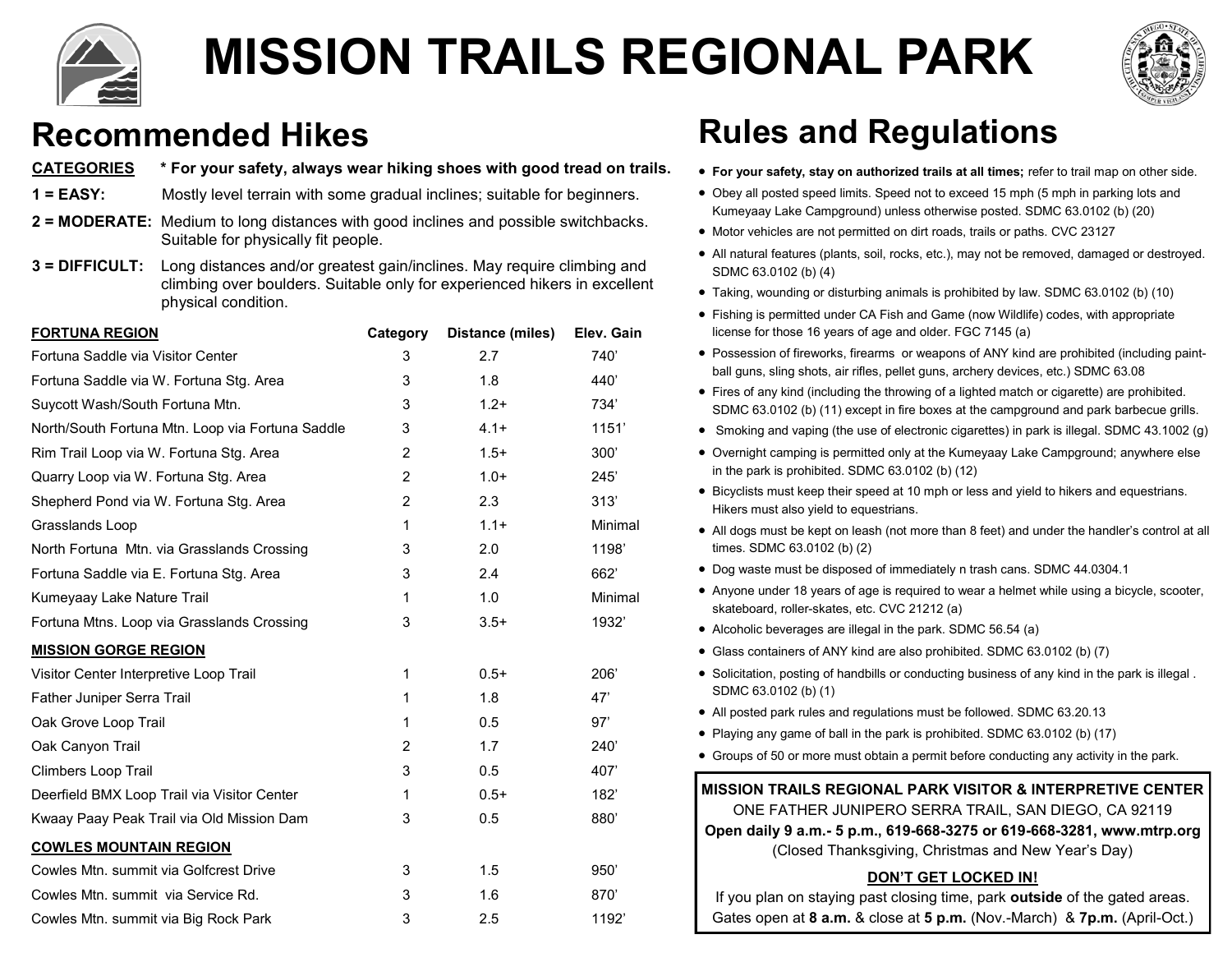# MISSION TRAILS REGIONAL PARK

## Recommended Hikes

**CATEGORIES** **\* For your safety, always wear hiking shoes with good tread on trails.**

**1 = EASY:** Mostly level terrain with some gradual inclines; suitable for beginners.

**2 = MODERATE:** Medium to long distances with good inclines and possible switchbacks. Suitable for physically fit people.

**3 = DIFFICULT:** Long distances and/or greatest gain/inclines. May require climbing and climbing over boulders. Suitable only for experienced hikers in excellent physical condition.

| **FORTUNA REGION** | **Category** | **Distance (miles)** | **Elev. Gain** |
|---|---|---|---|
| Fortuna Saddle via Visitor Center | 3 | 2.7 | 740' |
| Fortuna Saddle via W. Fortuna Stg. Area | 3 | 1.8 | 440' |
| Suycott Wash/South Fortuna Mtn. | 3 | 1.2+ | 734' |
| North/South Fortuna Mtn. Loop via Fortuna Saddle | 3 | 4.1+ | 1151' |
| Rim Trail Loop via W. Fortuna Stg. Area | 2 | 1.5+ | 300' |
| Quarry Loop via W. Fortuna Stg. Area | 2 | 1.0+ | 245' |
| Shepherd Pond via W. Fortuna Stg. Area | 2 | 2.3 | 313' |
| Grasslands Loop | 1 | 1.1+ | Minimal |
| North Fortuna Mtn. via Grasslands Crossing | 3 | 2.0 | 1198' |
| Fortuna Saddle via E. Fortuna Stg. Area | 3 | 2.4 | 662' |
| Kumeyaay Lake Nature Trail | 1 | 1.0 | Minimal |
| Fortuna Mtns. Loop via Grasslands Crossing | 3 | 3.5+ | 1932' |
| **MISSION GORGE REGION** | | | |
| Visitor Center Interpretive Loop Trail | 1 | 0.5+ | 206' |
| Father Juniper Serra Trail | 1 | 1.8 | 47' |
| Oak Grove Loop Trail | 1 | 0.5 | 97' |
| Oak Canyon Trail | 2 | 1.7 | 240' |
| Climbers Loop Trail | 3 | 0.5 | 407' |
| Deerfield BMX Loop Trail via Visitor Center | 1 | 0.5+ | 182' |
| Kwaay Paay Peak Trail via Old Mission Dam | 3 | 0.5 | 880' |
| **COWLES MOUNTAIN REGION** | | | |
| Cowles Mtn. summit via Golfcrest Drive | 3 | 1.5 | 950' |
| Cowles Mtn. summit via Service Rd. | 3 | 1.6 | 870' |
| Cowles Mtn. summit via Big Rock Park | 3 | 2.5 | 1192' |

## Rules and Regulations

- **For your safety, stay on authorized trails at all times;** refer to trail map on other side.
- Obey all posted speed limits. Speed not to exceed 15 mph (5 mph in parking lots and Kumeyaay Lake Campground) unless otherwise posted. SDMC 63.0102 (b) (20)
- Motor vehicles are not permitted on dirt roads, trails or paths. CVC 23127
- All natural features (plants, soil, rocks, etc.), may not be removed, damaged or destroyed. SDMC 63.0102 (b) (4)
- Taking, wounding or disturbing animals is prohibited by law. SDMC 63.0102 (b) (10)
- Fishing is permitted under CA Fish and Game (now Wildlife) codes, with appropriate license for those 16 years of age and older. FGC 7145 (a)
- Possession of fireworks, firearms or weapons of ANY kind are prohibited (including paint-ball guns, sling shots, air rifles, pellet guns, archery devices, etc.) SDMC 63.08
- Fires of any kind (including the throwing of a lighted match or cigarette) are prohibited. SDMC 63.0102 (b) (11) except in fire boxes at the campground and park barbecue grills.
- Smoking and vaping (the use of electronic cigarettes) in park is illegal. SDMC 43.1002 (g)
- Overnight camping is permitted only at the Kumeyaay Lake Campground; anywhere else in the park is prohibited. SDMC 63.0102 (b) (12)
- Bicyclists must keep their speed at 10 mph or less and yield to hikers and equestrians. Hikers must also yield to equestrians.
- All dogs must be kept on leash (not more than 8 feet) and under the handler's control at all times. SDMC 63.0102 (b) (2)
- Dog waste must be disposed of immediately n trash cans. SDMC 44.0304.1
- Anyone under 18 years of age is required to wear a helmet while using a bicycle, scooter, skateboard, roller-skates, etc. CVC 21212 (a)
- Alcoholic beverages are illegal in the park. SDMC 56.54 (a)
- Glass containers of ANY kind are also prohibited. SDMC 63.0102 (b) (7)
- Solicitation, posting of handbills or conducting business of any kind in the park is illegal . SDMC 63.0102 (b) (1)
- All posted park rules and regulations must be followed. SDMC 63.20.13
- Playing any game of ball in the park is prohibited. SDMC 63.0102 (b) (17)
- Groups of 50 or more must obtain a permit before conducting any activity in the park.

**MISSION TRAILS REGIONAL PARK VISITOR & INTERPRETIVE CENTER**
ONE FATHER JUNIPERO SERRA TRAIL, SAN DIEGO, CA 92119
**Open daily 9 a.m.- 5 p.m., 619-668-3275 or 619-668-3281, www.mtrp.org**
(Closed Thanksgiving, Christmas and New Year's Day)

**DON'T GET LOCKED IN!**
If you plan on staying past closing time, park **outside** of the gated areas. Gates open at **8 a.m.** & close at **5 p.m.** (Nov.-March) & **7p.m.** (April-Oct.)